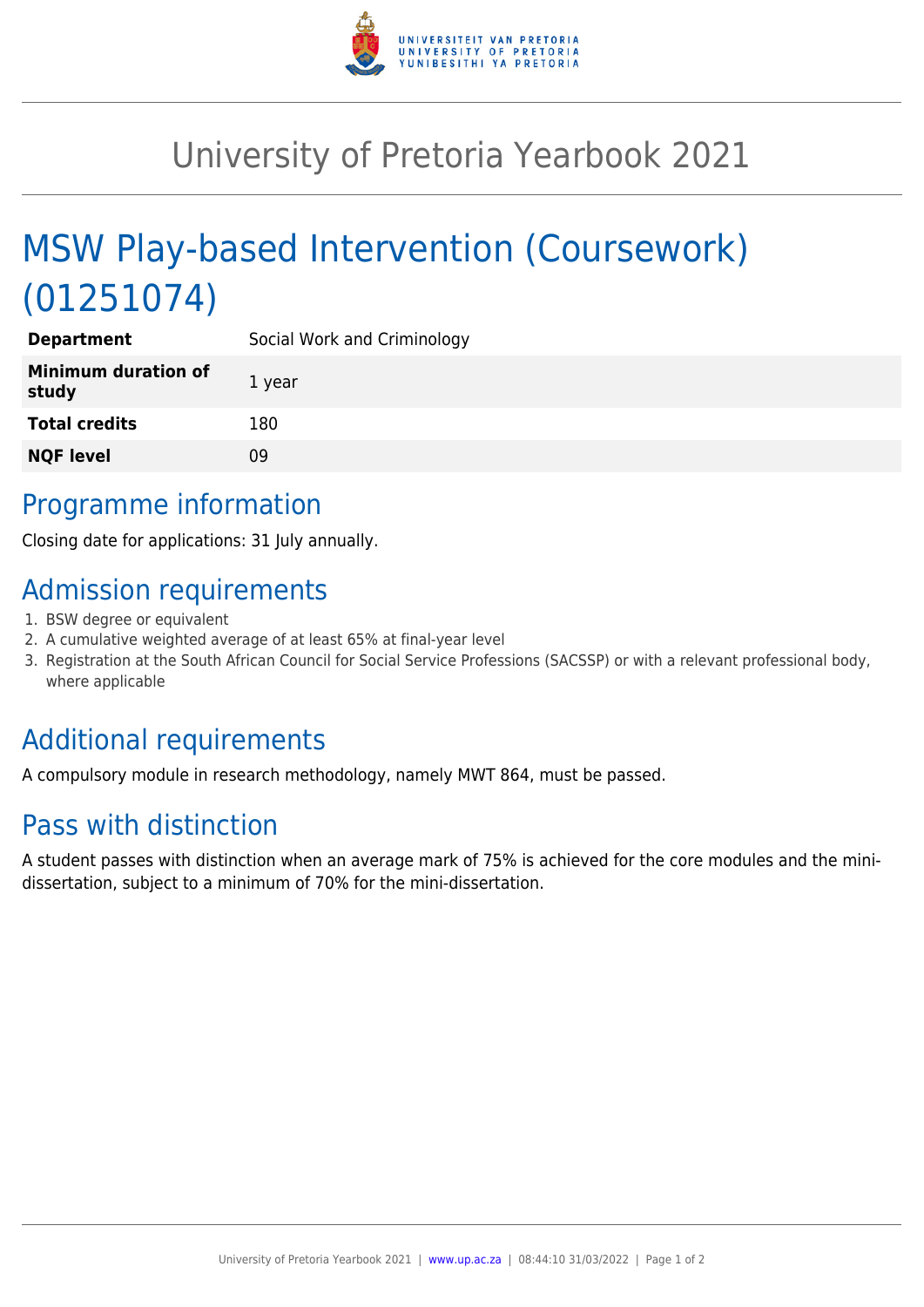# University of Pretoria Yearbook 2021

# MSW Play-based Intervention (Coursework) (01251074)

| | |
|---|---|
| **Department** | Social Work and Criminology |
| **Minimum duration of study** | 1 year |
| **Total credits** | 180 |
| **NQF level** | 09 |

## Programme information

Closing date for applications: 31 July annually.

## Admission requirements

1. BSW degree or equivalent
2. A cumulative weighted average of at least 65% at final-year level
3. Registration at the South African Council for Social Service Professions (SACSSP) or with a relevant professional body, where applicable

## Additional requirements

A compulsory module in research methodology, namely MWT 864, must be passed.

## Pass with distinction

A student passes with distinction when an average mark of 75% is achieved for the core modules and the mini-dissertation, subject to a minimum of 70% for the mini-dissertation.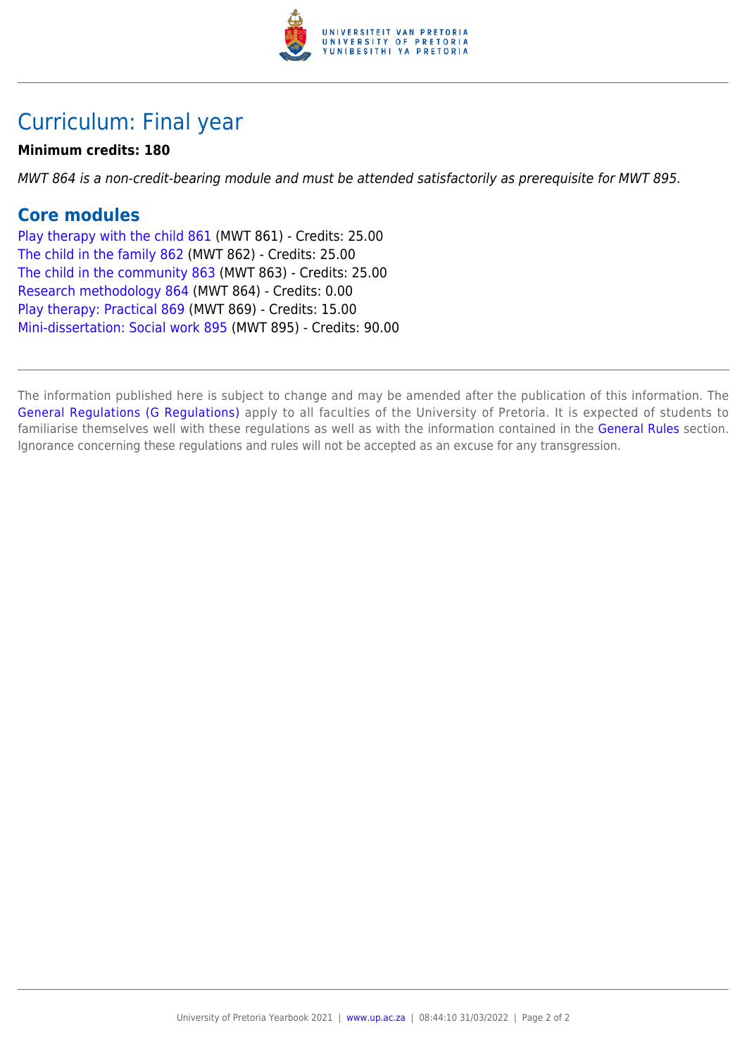## Curriculum: Final year

**Minimum credits: 180**

*MWT 864 is a non-credit-bearing module and must be attended satisfactorily as prerequisite for MWT 895.*

### Core modules

Play therapy with the child 861 (MWT 861) - Credits: 25.00
The child in the family 862 (MWT 862) - Credits: 25.00
The child in the community 863 (MWT 863) - Credits: 25.00
Research methodology 864 (MWT 864) - Credits: 0.00
Play therapy: Practical 869 (MWT 869) - Credits: 15.00
Mini-dissertation: Social work 895 (MWT 895) - Credits: 90.00

The information published here is subject to change and may be amended after the publication of this information. The General Regulations (G Regulations) apply to all faculties of the University of Pretoria. It is expected of students to familiarise themselves well with these regulations as well as with the information contained in the General Rules section. Ignorance concerning these regulations and rules will not be accepted as an excuse for any transgression.